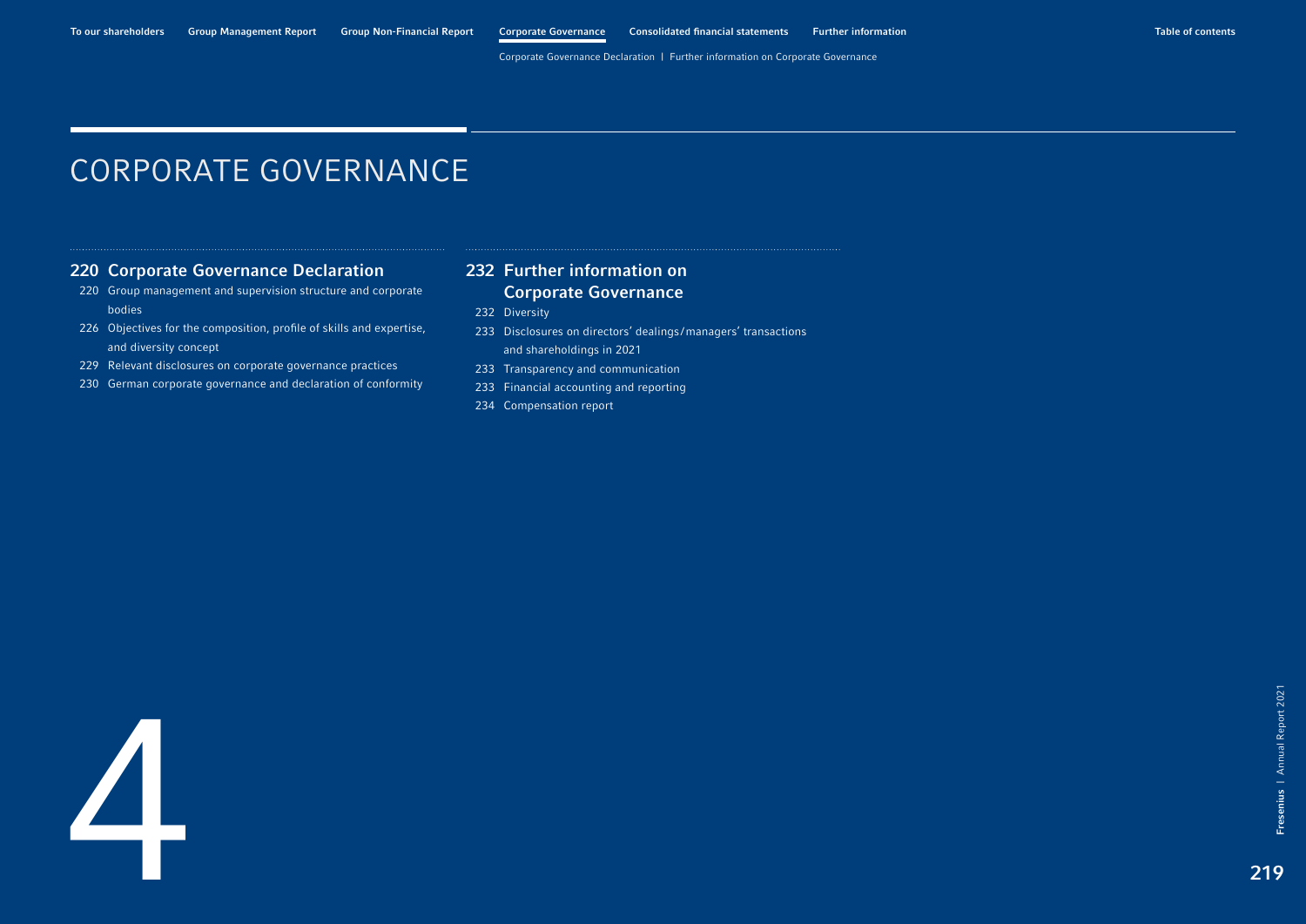# CORPORATE GOVERNANCE

## 220 Corporate Governance Declaration

- 220 Group management and supervision structure and corporate bodies
- 226 Objectives for the composition, profile of skills and expertise, and diversity concept
- 229 Relevant disclosures on corporate governance practices
- 230 German corporate governance and declaration of conformity

## 232 Further information on Corporate Governance

- 232 Diversity
- 233 Disclosures on directors' dealings/managers' transactions and shareholdings in 2021
- 233 Transparency and communication
- 233 Financial accounting and reporting
- 234 Compensation report

4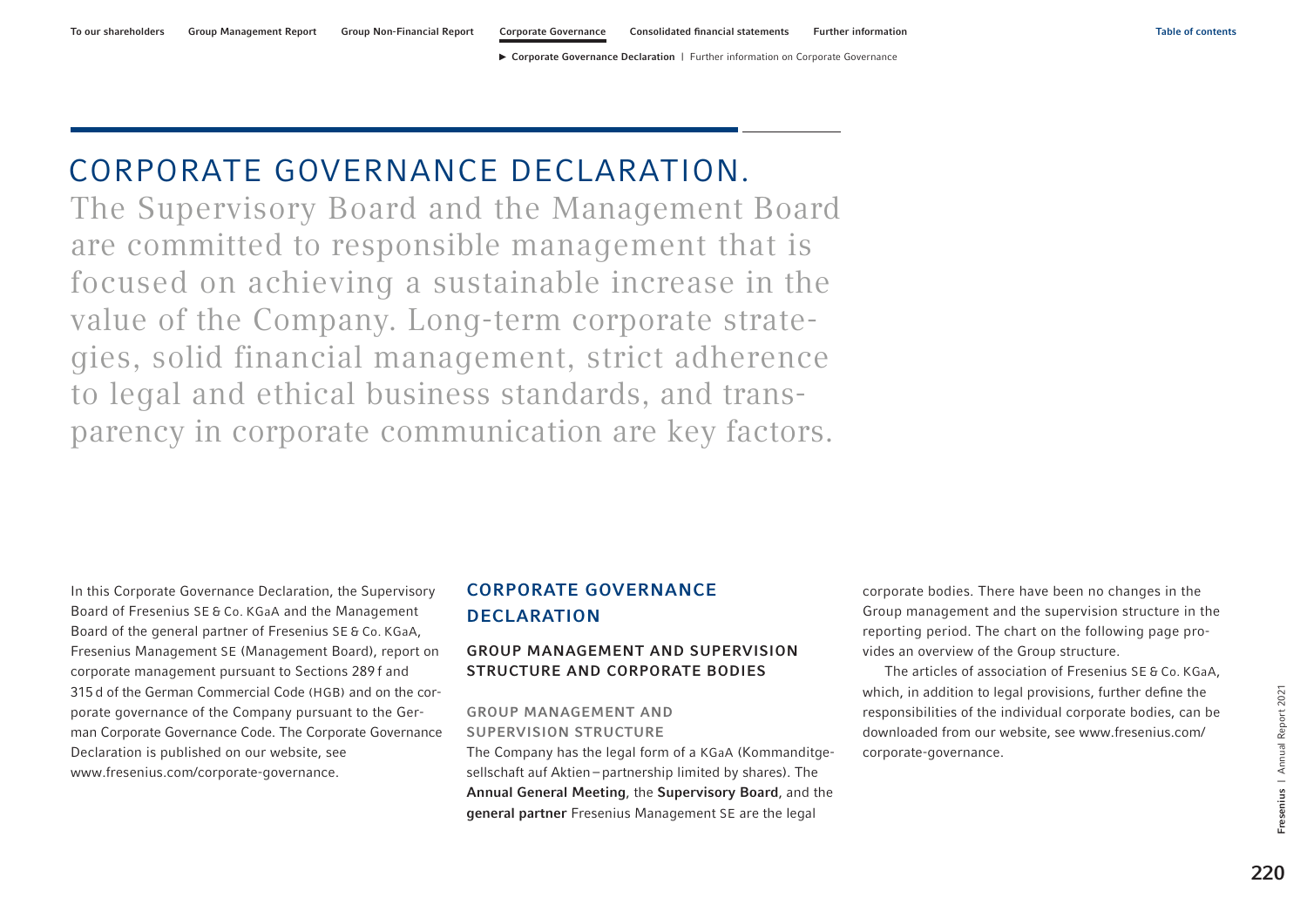# CORPORATE GOVERNANCE DECLARATION.

The Supervisory Board and the Management Board are committed to responsible management that is focused on achieving a sustainable increase in the value of the Company. Long-term corporate strategies, solid financial management, strict adherence to legal and ethical business standards, and transparency in corporate communication are key factors.

In this Corporate Governance Declaration, the Supervisory Board of Fresenius SE & Co. KGaA and the Management Board of the general partner of Fresenius SE & Co. KGaA, Fresenius Management SE (Management Board), report on corporate management pursuant to Sections 289 f and 315 d of the German Commercial Code (HGB) and on the corporate governance of the Company pursuant to the German Corporate Governance Code. The Corporate Governance Declaration is published on our website, see www.fresenius.com/corporate-governance.

## CORPORATE GOVERNANCE DECLARATION

### GROUP MANAGEMENT AND SUPERVISION STRUCTURE AND CORPORATE BODIES

#### GROUP MANAGEMENT AND SUPERVISION STRUCTURE

The Company has the legal form of a KGaA (Kommanditgesellschaft auf Aktien – partnership limited by shares). The **Annual General Meeting**, the **Supervisory Board**, and the **general partner** Fresenius Management SE are the legal corporate bodies. There have been no changes in the Group management and the supervision structure in the reporting period. The chart on the following page provides an overview of the Group structure.

The articles of association of Fresenius SE & Co. KGaA, which, in addition to legal provisions, further define the responsibilities of the individual corporate bodies, can be downloaded from our website, see www.fresenius.com/corporate-governance.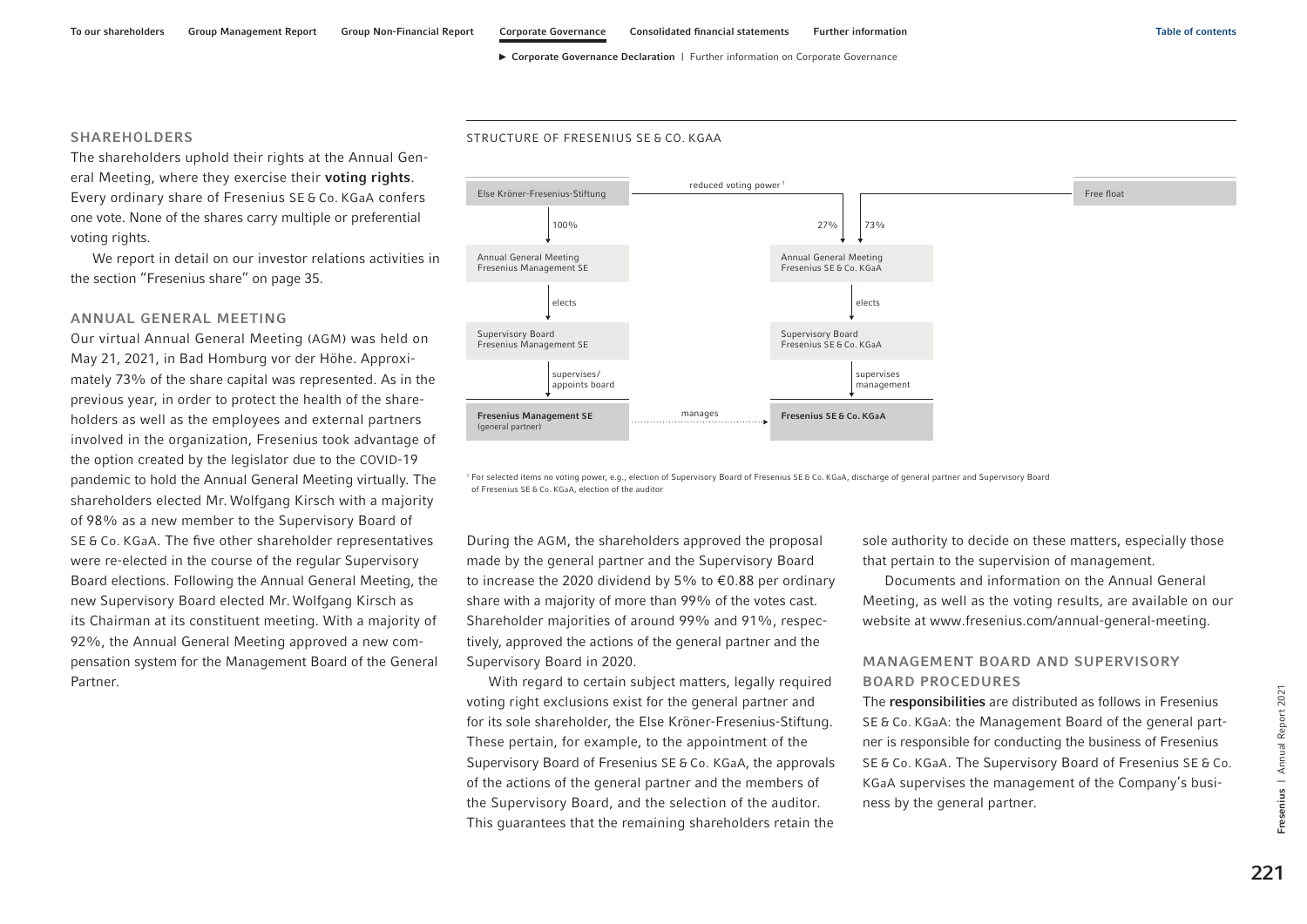## SHAREHOLDERS

The shareholders uphold their rights at the Annual General Meeting, where they exercise their **voting rights**. Every ordinary share of Fresenius SE & Co. KGaA confers one vote. None of the shares carry multiple or preferential voting rights.

We report in detail on our investor relations activities in the section "Fresenius share" on page 35.

## ANNUAL GENERAL MEETING

Our virtual Annual General Meeting (AGM) was held on May 21, 2021, in Bad Homburg vor der Höhe. Approximately 73% of the share capital was represented. As in the previous year, in order to protect the health of the shareholders as well as the employees and external partners involved in the organization, Fresenius took advantage of the option created by the legislator due to the COVID-19 pandemic to hold the Annual General Meeting virtually. The shareholders elected Mr. Wolfgang Kirsch with a majority of 98% as a new member to the Supervisory Board of SE & Co. KGaA. The five other shareholder representatives were re-elected in the course of the regular Supervisory Board elections. Following the Annual General Meeting, the new Supervisory Board elected Mr. Wolfgang Kirsch as its Chairman at its constituent meeting. With a majority of 92%, the Annual General Meeting approved a new compensation system for the Management Board of the General Partner.

STRUCTURE OF FRESENIUS SE & CO. KGAA

- Else Kröner-Fresenius-Stiftung — 100% → Annual General Meeting Fresenius Management SE
- Else Kröner-Fresenius-Stiftung — 27% (reduced voting power[1]) → Annual General Meeting Fresenius SE & Co. KGaA
- Free float — 73% → Annual General Meeting Fresenius SE & Co. KGaA
- Annual General Meeting Fresenius Management SE — elects → Supervisory Board Fresenius Management SE
- Supervisory Board Fresenius Management SE — supervises/appoints board → **Fresenius Management SE** (general partner)
- Annual General Meeting Fresenius SE & Co. KGaA — elects → Supervisory Board Fresenius SE & Co. KGaA
- Supervisory Board Fresenius SE & Co. KGaA — supervises management → **Fresenius SE & Co. KGaA**
- **Fresenius Management SE** — manages → **Fresenius SE & Co. KGaA**

[1] For selected items no voting power, e.g., election of Supervisory Board of Fresenius SE & Co. KGaA, discharge of general partner and Supervisory Board of Fresenius SE & Co. KGaA, election of the auditor

During the AGM, the shareholders approved the proposal made by the general partner and the Supervisory Board to increase the 2020 dividend by 5% to €0.88 per ordinary share with a majority of more than 99% of the votes cast. Shareholder majorities of around 99% and 91%, respectively, approved the actions of the general partner and the Supervisory Board in 2020.

With regard to certain subject matters, legally required voting right exclusions exist for the general partner and for its sole shareholder, the Else Kröner-Fresenius-Stiftung. These pertain, for example, to the appointment of the Supervisory Board of Fresenius SE & Co. KGaA, the approvals of the actions of the general partner and the members of the Supervisory Board, and the selection of the auditor. This guarantees that the remaining shareholders retain the sole authority to decide on these matters, especially those that pertain to the supervision of management.

Documents and information on the Annual General Meeting, as well as the voting results, are available on our website at www.fresenius.com/annual-general-meeting.

## MANAGEMENT BOARD AND SUPERVISORY BOARD PROCEDURES

The **responsibilities** are distributed as follows in Fresenius SE & Co. KGaA: the Management Board of the general partner is responsible for conducting the business of Fresenius SE & Co. KGaA. The Supervisory Board of Fresenius SE & Co. KGaA supervises the management of the Company's business by the general partner.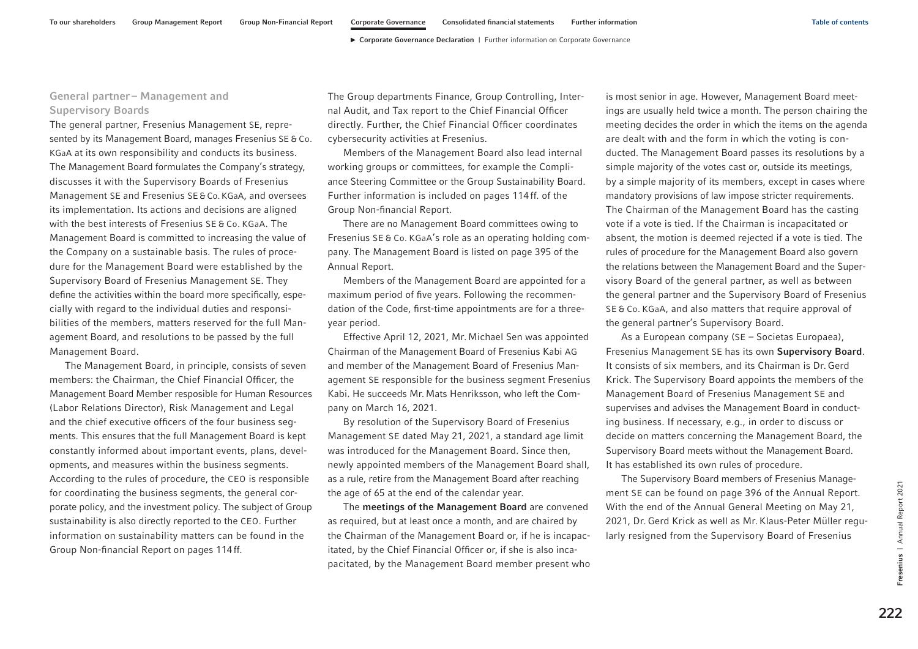### General partner – Management and Supervisory Boards

The general partner, Fresenius Management SE, represented by its Management Board, manages Fresenius SE & Co. KGaA at its own responsibility and conducts its business. The Management Board formulates the Company's strategy, discusses it with the Supervisory Boards of Fresenius Management SE and Fresenius SE & Co. KGaA, and oversees its implementation. Its actions and decisions are aligned with the best interests of Fresenius SE & Co. KGaA. The Management Board is committed to increasing the value of the Company on a sustainable basis. The rules of procedure for the Management Board were established by the Supervisory Board of Fresenius Management SE. They define the activities within the board more specifically, especially with regard to the individual duties and responsibilities of the members, matters reserved for the full Management Board, and resolutions to be passed by the full Management Board.

The Management Board, in principle, consists of seven members: the Chairman, the Chief Financial Officer, the Management Board Member resposible for Human Resources (Labor Relations Director), Risk Management and Legal and the chief executive officers of the four business segments. This ensures that the full Management Board is kept constantly informed about important events, plans, developments, and measures within the business segments. According to the rules of procedure, the CEO is responsible for coordinating the business segments, the general corporate policy, and the investment policy. The subject of Group sustainability is also directly reported to the CEO. Further information on sustainability matters can be found in the Group Non-financial Report on pages 114 ff.

The Group departments Finance, Group Controlling, Internal Audit, and Tax report to the Chief Financial Officer directly. Further, the Chief Financial Officer coordinates cybersecurity activities at Fresenius.

Members of the Management Board also lead internal working groups or committees, for example the Compliance Steering Committee or the Group Sustainability Board. Further information is included on pages 114 ff. of the Group Non-financial Report.

There are no Management Board committees owing to Fresenius SE & Co. KGaA's role as an operating holding company. The Management Board is listed on page 395 of the Annual Report.

Members of the Management Board are appointed for a maximum period of five years. Following the recommendation of the Code, first-time appointments are for a three-year period.

Effective April 12, 2021, Mr. Michael Sen was appointed Chairman of the Management Board of Fresenius Kabi AG and member of the Management Board of Fresenius Management SE responsible for the business segment Fresenius Kabi. He succeeds Mr. Mats Henriksson, who left the Company on March 16, 2021.

By resolution of the Supervisory Board of Fresenius Management SE dated May 21, 2021, a standard age limit was introduced for the Management Board. Since then, newly appointed members of the Management Board shall, as a rule, retire from the Management Board after reaching the age of 65 at the end of the calendar year.

The **meetings of the Management Board** are convened as required, but at least once a month, and are chaired by the Chairman of the Management Board or, if he is incapacitated, by the Chief Financial Officer or, if she is also incapacitated, by the Management Board member present who is most senior in age. However, Management Board meetings are usually held twice a month. The person chairing the meeting decides the order in which the items on the agenda are dealt with and the form in which the voting is conducted. The Management Board passes its resolutions by a simple majority of the votes cast or, outside its meetings, by a simple majority of its members, except in cases where mandatory provisions of law impose stricter requirements. The Chairman of the Management Board has the casting vote if a vote is tied. If the Chairman is incapacitated or absent, the motion is deemed rejected if a vote is tied. The rules of procedure for the Management Board also govern the relations between the Management Board and the Supervisory Board of the general partner, as well as between the general partner and the Supervisory Board of Fresenius SE & Co. KGaA, and also matters that require approval of the general partner's Supervisory Board.

As a European company (SE – Societas Europaea), Fresenius Management SE has its own **Supervisory Board**. It consists of six members, and its Chairman is Dr. Gerd Krick. The Supervisory Board appoints the members of the Management Board of Fresenius Management SE and supervises and advises the Management Board in conducting business. If necessary, e.g., in order to discuss or decide on matters concerning the Management Board, the Supervisory Board meets without the Management Board. It has established its own rules of procedure.

The Supervisory Board members of Fresenius Management SE can be found on page 396 of the Annual Report. With the end of the Annual General Meeting on May 21, 2021, Dr. Gerd Krick as well as Mr. Klaus-Peter Müller regularly resigned from the Supervisory Board of Fresenius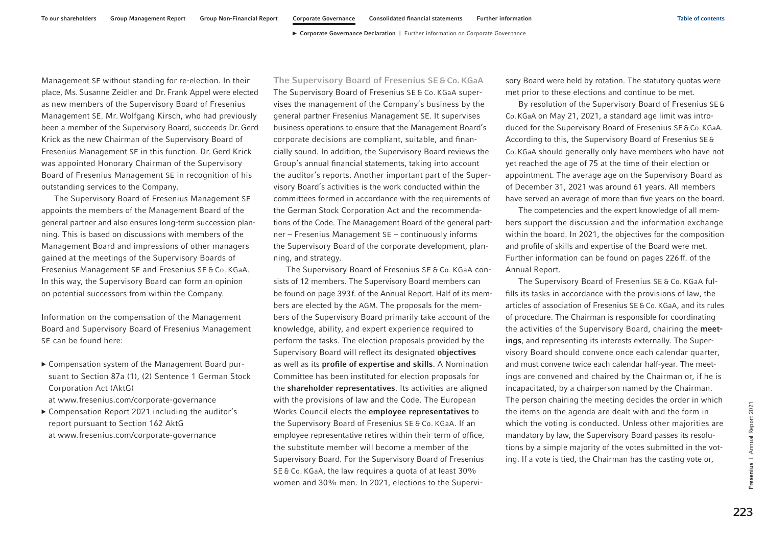Management SE without standing for re-election. In their place, Ms. Susanne Zeidler and Dr. Frank Appel were elected as new members of the Supervisory Board of Fresenius Management SE. Mr. Wolfgang Kirsch, who had previously been a member of the Supervisory Board, succeeds Dr. Gerd Krick as the new Chairman of the Supervisory Board of Fresenius Management SE in this function. Dr. Gerd Krick was appointed Honorary Chairman of the Supervisory Board of Fresenius Management SE in recognition of his outstanding services to the Company.

The Supervisory Board of Fresenius Management SE appoints the members of the Management Board of the general partner and also ensures long-term succession planning. This is based on discussions with members of the Management Board and impressions of other managers gained at the meetings of the Supervisory Boards of Fresenius Management SE and Fresenius SE & Co. KGaA. In this way, the Supervisory Board can form an opinion on potential successors from within the Company.

Information on the compensation of the Management Board and Supervisory Board of Fresenius Management SE can be found here:

- Compensation system of the Management Board pursuant to Section 87a (1), (2) Sentence 1 German Stock Corporation Act (AktG) at www.fresenius.com/corporate-governance
- Compensation Report 2021 including the auditor's report pursuant to Section 162 AktG at www.fresenius.com/corporate-governance

### The Supervisory Board of Fresenius SE & Co. KGaA

The Supervisory Board of Fresenius SE & Co. KGaA supervises the management of the Company's business by the general partner Fresenius Management SE. It supervises business operations to ensure that the Management Board's corporate decisions are compliant, suitable, and financially sound. In addition, the Supervisory Board reviews the Group's annual financial statements, taking into account the auditor's reports. Another important part of the Supervisory Board's activities is the work conducted within the committees formed in accordance with the requirements of the German Stock Corporation Act and the recommendations of the Code. The Management Board of the general partner – Fresenius Management SE – continuously informs the Supervisory Board of the corporate development, planning, and strategy.

The Supervisory Board of Fresenius SE & Co. KGaA consists of 12 members. The Supervisory Board members can be found on page 393 f. of the Annual Report. Half of its members are elected by the AGM. The proposals for the members of the Supervisory Board primarily take account of the knowledge, ability, and expert experience required to perform the tasks. The election proposals provided by the Supervisory Board will reflect its designated **objectives** as well as its **profile of expertise and skills**. A Nomination Committee has been instituted for election proposals for the **shareholder representatives**. Its activities are aligned with the provisions of law and the Code. The European Works Council elects the **employee representatives** to the Supervisory Board of Fresenius SE & Co. KGaA. If an employee representative retires within their term of office, the substitute member will become a member of the Supervisory Board. For the Supervisory Board of Fresenius SE & Co. KGaA, the law requires a quota of at least 30% women and 30% men. In 2021, elections to the Supervisory Board were held by rotation. The statutory quotas were met prior to these elections and continue to be met.

By resolution of the Supervisory Board of Fresenius SE & Co. KGaA on May 21, 2021, a standard age limit was introduced for the Supervisory Board of Fresenius SE & Co. KGaA. According to this, the Supervisory Board of Fresenius SE & Co. KGaA should generally only have members who have not yet reached the age of 75 at the time of their election or appointment. The average age on the Supervisory Board as of December 31, 2021 was around 61 years. All members have served an average of more than five years on the board.

The competencies and the expert knowledge of all members support the discussion and the information exchange within the board. In 2021, the objectives for the composition and profile of skills and expertise of the Board were met. Further information can be found on pages 226 ff. of the Annual Report.

The Supervisory Board of Fresenius SE & Co. KGaA fulfills its tasks in accordance with the provisions of law, the articles of association of Fresenius SE & Co. KGaA, and its rules of procedure. The Chairman is responsible for coordinating the activities of the Supervisory Board, chairing the **meetings**, and representing its interests externally. The Supervisory Board should convene once each calendar quarter, and must convene twice each calendar half-year. The meetings are convened and chaired by the Chairman or, if he is incapacitated, by a chairperson named by the Chairman. The person chairing the meeting decides the order in which the items on the agenda are dealt with and the form in which the voting is conducted. Unless other majorities are mandatory by law, the Supervisory Board passes its resolutions by a simple majority of the votes submitted in the voting. If a vote is tied, the Chairman has the casting vote or,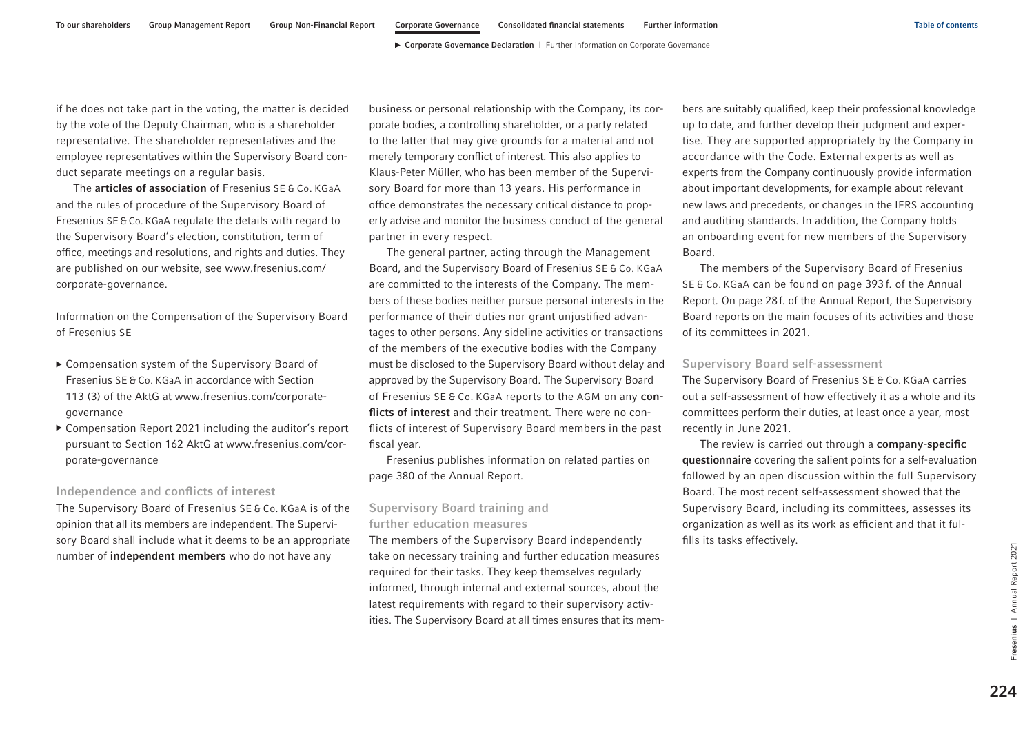if he does not take part in the voting, the matter is decided by the vote of the Deputy Chairman, who is a shareholder representative. The shareholder representatives and the employee representatives within the Supervisory Board conduct separate meetings on a regular basis.

The **articles of association** of Fresenius SE & Co. KGaA and the rules of procedure of the Supervisory Board of Fresenius SE & Co. KGaA regulate the details with regard to the Supervisory Board's election, constitution, term of office, meetings and resolutions, and rights and duties. They are published on our website, see www.fresenius.com/corporate-governance.

Information on the Compensation of the Supervisory Board of Fresenius SE

- Compensation system of the Supervisory Board of Fresenius SE & Co. KGaA in accordance with Section 113 (3) of the AktG at www.fresenius.com/corporate-governance
- Compensation Report 2021 including the auditor's report pursuant to Section 162 AktG at www.fresenius.com/corporate-governance

### Independence and conflicts of interest

The Supervisory Board of Fresenius SE & Co. KGaA is of the opinion that all its members are independent. The Supervisory Board shall include what it deems to be an appropriate number of **independent members** who do not have any business or personal relationship with the Company, its corporate bodies, a controlling shareholder, or a party related to the latter that may give grounds for a material and not merely temporary conflict of interest. This also applies to Klaus-Peter Müller, who has been member of the Supervisory Board for more than 13 years. His performance in office demonstrates the necessary critical distance to properly advise and monitor the business conduct of the general partner in every respect.

The general partner, acting through the Management Board, and the Supervisory Board of Fresenius SE & Co. KGaA are committed to the interests of the Company. The members of these bodies neither pursue personal interests in the performance of their duties nor grant unjustified advantages to other persons. Any sideline activities or transactions of the members of the executive bodies with the Company must be disclosed to the Supervisory Board without delay and approved by the Supervisory Board. The Supervisory Board of Fresenius SE & Co. KGaA reports to the AGM on any **conflicts of interest** and their treatment. There were no conflicts of interest of Supervisory Board members in the past fiscal year.

Fresenius publishes information on related parties on page 380 of the Annual Report.

### Supervisory Board training and further education measures

The members of the Supervisory Board independently take on necessary training and further education measures required for their tasks. They keep themselves regularly informed, through internal and external sources, about the latest requirements with regard to their supervisory activities. The Supervisory Board at all times ensures that its members are suitably qualified, keep their professional knowledge up to date, and further develop their judgment and expertise. They are supported appropriately by the Company in accordance with the Code. External experts as well as experts from the Company continuously provide information about important developments, for example about relevant new laws and precedents, or changes in the IFRS accounting and auditing standards. In addition, the Company holds an onboarding event for new members of the Supervisory Board.

The members of the Supervisory Board of Fresenius SE & Co. KGaA can be found on page 393 f. of the Annual Report. On page 28 f. of the Annual Report, the Supervisory Board reports on the main focuses of its activities and those of its committees in 2021.

### Supervisory Board self-assessment

The Supervisory Board of Fresenius SE & Co. KGaA carries out a self-assessment of how effectively it as a whole and its committees perform their duties, at least once a year, most recently in June 2021.

The review is carried out through a **company-specific questionnaire** covering the salient points for a self-evaluation followed by an open discussion within the full Supervisory Board. The most recent self-assessment showed that the Supervisory Board, including its committees, assesses its organization as well as its work as efficient and that it fulfills its tasks effectively.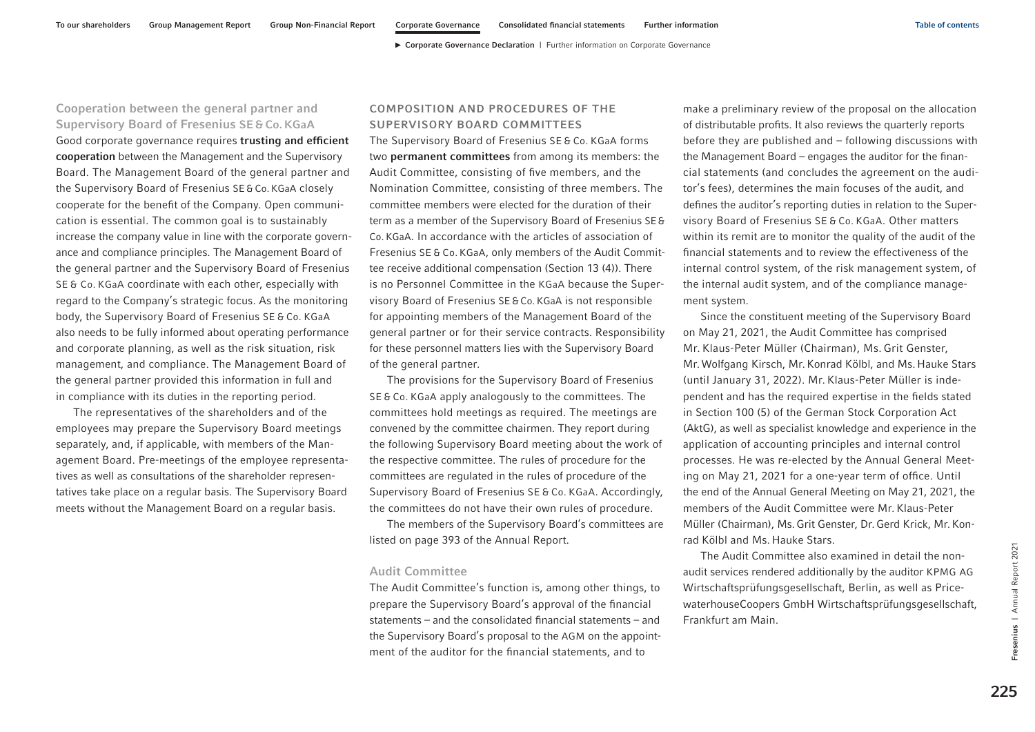### Cooperation between the general partner and Supervisory Board of Fresenius SE & Co. KGaA

Good corporate governance requires **trusting and efficient cooperation** between the Management and the Supervisory Board. The Management Board of the general partner and the Supervisory Board of Fresenius SE & Co. KGaA closely cooperate for the benefit of the Company. Open communication is essential. The common goal is to sustainably increase the company value in line with the corporate governance and compliance principles. The Management Board of the general partner and the Supervisory Board of Fresenius SE & Co. KGaA coordinate with each other, especially with regard to the Company's strategic focus. As the monitoring body, the Supervisory Board of Fresenius SE & Co. KGaA also needs to be fully informed about operating performance and corporate planning, as well as the risk situation, risk management, and compliance. The Management Board of the general partner provided this information in full and in compliance with its duties in the reporting period.

The representatives of the shareholders and of the employees may prepare the Supervisory Board meetings separately, and, if applicable, with members of the Management Board. Pre-meetings of the employee representatives as well as consultations of the shareholder representatives take place on a regular basis. The Supervisory Board meets without the Management Board on a regular basis.

## COMPOSITION AND PROCEDURES OF THE SUPERVISORY BOARD COMMITTEES

The Supervisory Board of Fresenius SE & Co. KGaA forms two **permanent committees** from among its members: the Audit Committee, consisting of five members, and the Nomination Committee, consisting of three members. The committee members were elected for the duration of their term as a member of the Supervisory Board of Fresenius SE & Co. KGaA. In accordance with the articles of association of Fresenius SE & Co. KGaA, only members of the Audit Committee receive additional compensation (Section 13 (4)). There is no Personnel Committee in the KGaA because the Supervisory Board of Fresenius SE & Co. KGaA is not responsible for appointing members of the Management Board of the general partner or for their service contracts. Responsibility for these personnel matters lies with the Supervisory Board of the general partner.

The provisions for the Supervisory Board of Fresenius SE & Co. KGaA apply analogously to the committees. The committees hold meetings as required. The meetings are convened by the committee chairmen. They report during the following Supervisory Board meeting about the work of the respective committee. The rules of procedure for the committees are regulated in the rules of procedure of the Supervisory Board of Fresenius SE & Co. KGaA. Accordingly, the committees do not have their own rules of procedure.

The members of the Supervisory Board's committees are listed on page 393 of the Annual Report.

### Audit Committee

The Audit Committee's function is, among other things, to prepare the Supervisory Board's approval of the financial statements – and the consolidated financial statements – and the Supervisory Board's proposal to the AGM on the appointment of the auditor for the financial statements, and to make a preliminary review of the proposal on the allocation of distributable profits. It also reviews the quarterly reports before they are published and – following discussions with the Management Board – engages the auditor for the financial statements (and concludes the agreement on the auditor's fees), determines the main focuses of the audit, and defines the auditor's reporting duties in relation to the Supervisory Board of Fresenius SE & Co. KGaA. Other matters within its remit are to monitor the quality of the audit of the financial statements and to review the effectiveness of the internal control system, of the risk management system, of the internal audit system, and of the compliance management system.

Since the constituent meeting of the Supervisory Board on May 21, 2021, the Audit Committee has comprised Mr. Klaus-Peter Müller (Chairman), Ms. Grit Genster, Mr. Wolfgang Kirsch, Mr. Konrad Kölbl, and Ms. Hauke Stars (until January 31, 2022). Mr. Klaus-Peter Müller is independent and has the required expertise in the fields stated in Section 100 (5) of the German Stock Corporation Act (AktG), as well as specialist knowledge and experience in the application of accounting principles and internal control processes. He was re-elected by the Annual General Meeting on May 21, 2021 for a one-year term of office. Until the end of the Annual General Meeting on May 21, 2021, the members of the Audit Committee were Mr. Klaus-Peter Müller (Chairman), Ms. Grit Genster, Dr. Gerd Krick, Mr. Konrad Kölbl and Ms. Hauke Stars.

The Audit Committee also examined in detail the non-audit services rendered additionally by the auditor KPMG AG Wirtschaftsprüfungsgesellschaft, Berlin, as well as PricewaterhouseCoopers GmbH Wirtschaftsprüfungsgesellschaft, Frankfurt am Main.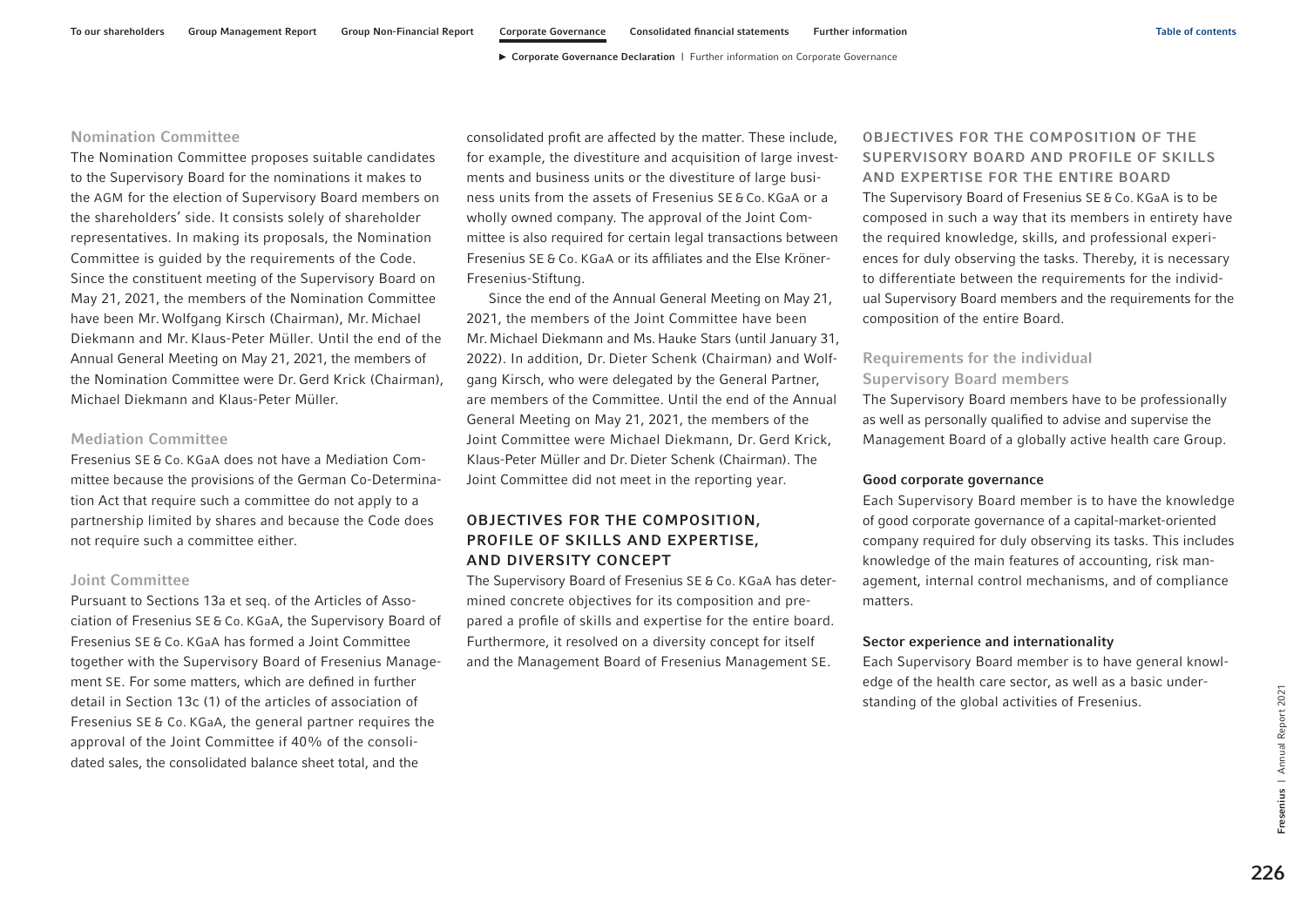### Nomination Committee

The Nomination Committee proposes suitable candidates to the Supervisory Board for the nominations it makes to the AGM for the election of Supervisory Board members on the shareholders' side. It consists solely of shareholder representatives. In making its proposals, the Nomination Committee is guided by the requirements of the Code. Since the constituent meeting of the Supervisory Board on May 21, 2021, the members of the Nomination Committee have been Mr. Wolfgang Kirsch (Chairman), Mr. Michael Diekmann and Mr. Klaus-Peter Müller. Until the end of the Annual General Meeting on May 21, 2021, the members of the Nomination Committee were Dr. Gerd Krick (Chairman), Michael Diekmann and Klaus-Peter Müller.

### Mediation Committee

Fresenius SE & Co. KGaA does not have a Mediation Committee because the provisions of the German Co-Determination Act that require such a committee do not apply to a partnership limited by shares and because the Code does not require such a committee either.

### Joint Committee

Pursuant to Sections 13a et seq. of the Articles of Association of Fresenius SE & Co. KGaA, the Supervisory Board of Fresenius SE & Co. KGaA has formed a Joint Committee together with the Supervisory Board of Fresenius Management SE. For some matters, which are defined in further detail in Section 13c (1) of the articles of association of Fresenius SE & Co. KGaA, the general partner requires the approval of the Joint Committee if 40% of the consolidated sales, the consolidated balance sheet total, and the consolidated profit are affected by the matter. These include, for example, the divestiture and acquisition of large investments and business units or the divestiture of large business units from the assets of Fresenius SE & Co. KGaA or a wholly owned company. The approval of the Joint Committee is also required for certain legal transactions between Fresenius SE & Co. KGaA or its affiliates and the Else Kröner-Fresenius-Stiftung.

Since the end of the Annual General Meeting on May 21, 2021, the members of the Joint Committee have been Mr. Michael Diekmann and Ms. Hauke Stars (until January 31, 2022). In addition, Dr. Dieter Schenk (Chairman) and Wolfgang Kirsch, who were delegated by the General Partner, are members of the Committee. Until the end of the Annual General Meeting on May 21, 2021, the members of the Joint Committee were Michael Diekmann, Dr. Gerd Krick, Klaus-Peter Müller and Dr. Dieter Schenk (Chairman). The Joint Committee did not meet in the reporting year.

## OBJECTIVES FOR THE COMPOSITION, PROFILE OF SKILLS AND EXPERTISE, AND DIVERSITY CONCEPT

The Supervisory Board of Fresenius SE & Co. KGaA has determined concrete objectives for its composition and prepared a profile of skills and expertise for the entire board. Furthermore, it resolved on a diversity concept for itself and the Management Board of Fresenius Management SE.

## OBJECTIVES FOR THE COMPOSITION OF THE SUPERVISORY BOARD AND PROFILE OF SKILLS AND EXPERTISE FOR THE ENTIRE BOARD

The Supervisory Board of Fresenius SE & Co. KGaA is to be composed in such a way that its members in entirety have the required knowledge, skills, and professional experiences for duly observing the tasks. Thereby, it is necessary to differentiate between the requirements for the individual Supervisory Board members and the requirements for the composition of the entire Board.

### Requirements for the individual Supervisory Board members

The Supervisory Board members have to be professionally as well as personally qualified to advise and supervise the Management Board of a globally active health care Group.

**Good corporate governance**

Each Supervisory Board member is to have the knowledge of good corporate governance of a capital-market-oriented company required for duly observing its tasks. This includes knowledge of the main features of accounting, risk management, internal control mechanisms, and of compliance matters.

**Sector experience and internationality**

Each Supervisory Board member is to have general knowledge of the health care sector, as well as a basic understanding of the global activities of Fresenius.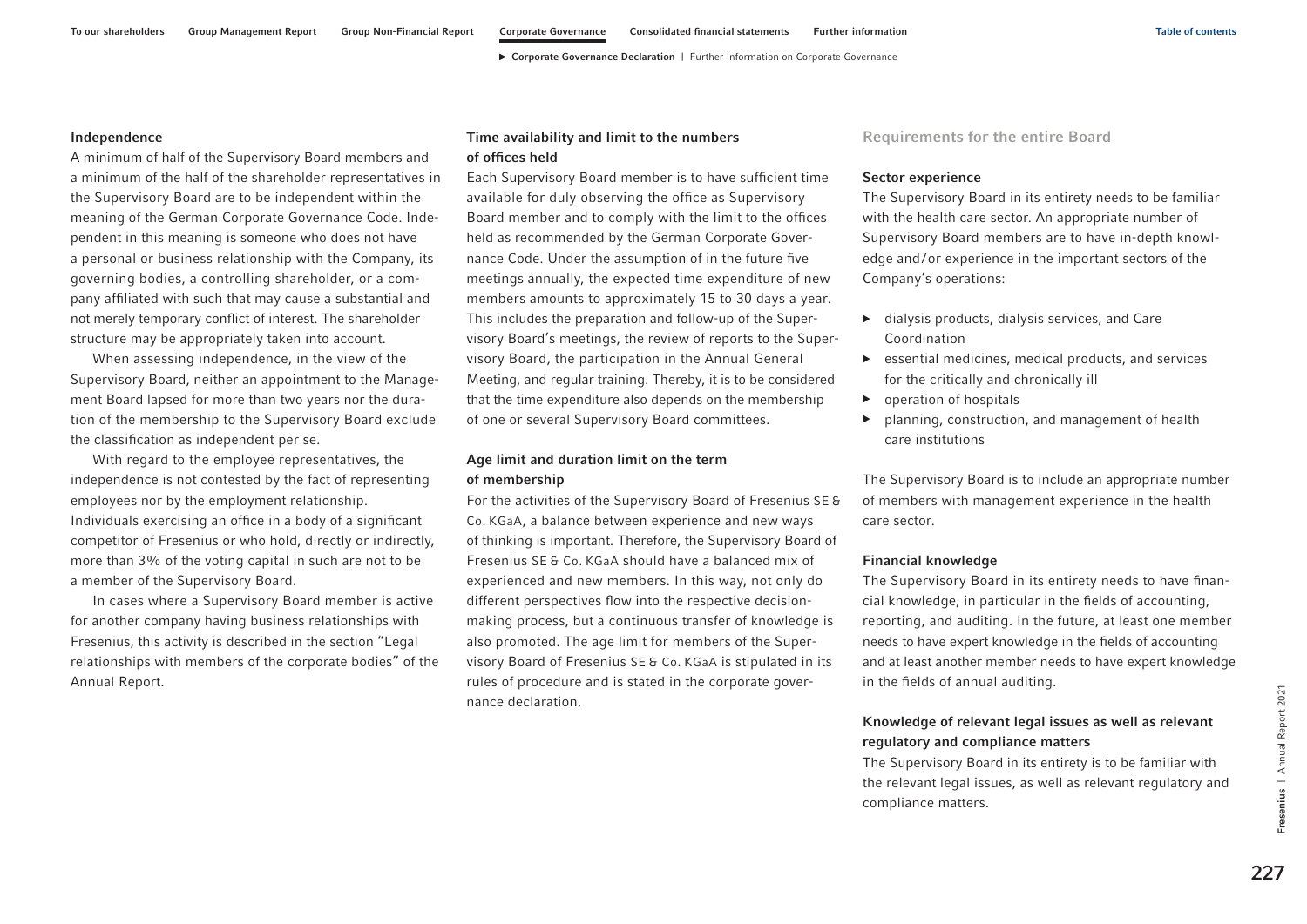### Independence

A minimum of half of the Supervisory Board members and a minimum of the half of the shareholder representatives in the Supervisory Board are to be independent within the meaning of the German Corporate Governance Code. Independent in this meaning is someone who does not have a personal or business relationship with the Company, its governing bodies, a controlling shareholder, or a company affiliated with such that may cause a substantial and not merely temporary conflict of interest. The shareholder structure may be appropriately taken into account.

When assessing independence, in the view of the Supervisory Board, neither an appointment to the Management Board lapsed for more than two years nor the duration of the membership to the Supervisory Board exclude the classification as independent per se.

With regard to the employee representatives, the independence is not contested by the fact of representing employees nor by the employment relationship. Individuals exercising an office in a body of a significant competitor of Fresenius or who hold, directly or indirectly, more than 3% of the voting capital in such are not to be a member of the Supervisory Board.

In cases where a Supervisory Board member is active for another company having business relationships with Fresenius, this activity is described in the section "Legal relationships with members of the corporate bodies" of the Annual Report.

### Time availability and limit to the numbers of offices held

Each Supervisory Board member is to have sufficient time available for duly observing the office as Supervisory Board member and to comply with the limit to the offices held as recommended by the German Corporate Governance Code. Under the assumption of in the future five meetings annually, the expected time expenditure of new members amounts to approximately 15 to 30 days a year. This includes the preparation and follow-up of the Supervisory Board's meetings, the review of reports to the Supervisory Board, the participation in the Annual General Meeting, and regular training. Thereby, it is to be considered that the time expenditure also depends on the membership of one or several Supervisory Board committees.

### Age limit and duration limit on the term of membership

For the activities of the Supervisory Board of Fresenius SE & Co. KGaA, a balance between experience and new ways of thinking is important. Therefore, the Supervisory Board of Fresenius SE & Co. KGaA should have a balanced mix of experienced and new members. In this way, not only do different perspectives flow into the respective decision-making process, but a continuous transfer of knowledge is also promoted. The age limit for members of the Supervisory Board of Fresenius SE & Co. KGaA is stipulated in its rules of procedure and is stated in the corporate governance declaration.

## Requirements for the entire Board

### Sector experience

The Supervisory Board in its entirety needs to be familiar with the health care sector. An appropriate number of Supervisory Board members are to have in-depth knowledge and/or experience in the important sectors of the Company's operations:

- dialysis products, dialysis services, and Care Coordination
- essential medicines, medical products, and services for the critically and chronically ill
- operation of hospitals
- planning, construction, and management of health care institutions

The Supervisory Board is to include an appropriate number of members with management experience in the health care sector.

### Financial knowledge

The Supervisory Board in its entirety needs to have financial knowledge, in particular in the fields of accounting, reporting, and auditing. In the future, at least one member needs to have expert knowledge in the fields of accounting and at least another member needs to have expert knowledge in the fields of annual auditing.

### Knowledge of relevant legal issues as well as relevant regulatory and compliance matters

The Supervisory Board in its entirety is to be familiar with the relevant legal issues, as well as relevant regulatory and compliance matters.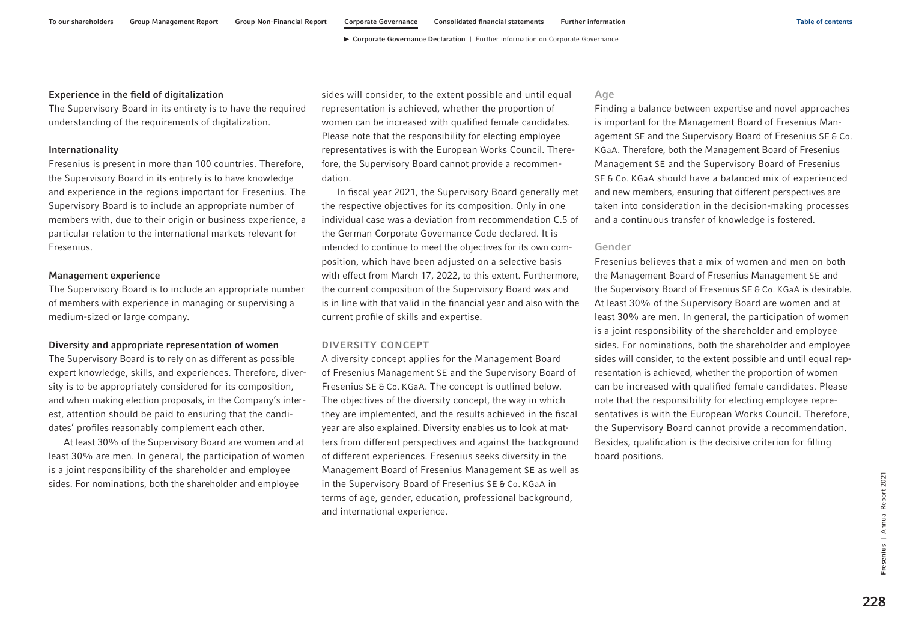#### Experience in the field of digitalization

The Supervisory Board in its entirety is to have the required understanding of the requirements of digitalization.

#### Internationality

Fresenius is present in more than 100 countries. Therefore, the Supervisory Board in its entirety is to have knowledge and experience in the regions important for Fresenius. The Supervisory Board is to include an appropriate number of members with, due to their origin or business experience, a particular relation to the international markets relevant for Fresenius.

#### Management experience

The Supervisory Board is to include an appropriate number of members with experience in managing or supervising a medium-sized or large company.

#### Diversity and appropriate representation of women

The Supervisory Board is to rely on as different as possible expert knowledge, skills, and experiences. Therefore, diversity is to be appropriately considered for its composition, and when making election proposals, in the Company's interest, attention should be paid to ensuring that the candidates' profiles reasonably complement each other.

At least 30% of the Supervisory Board are women and at least 30% are men. In general, the participation of women is a joint responsibility of the shareholder and employee sides. For nominations, both the shareholder and employee sides will consider, to the extent possible and until equal representation is achieved, whether the proportion of women can be increased with qualified female candidates. Please note that the responsibility for electing employee representatives is with the European Works Council. Therefore, the Supervisory Board cannot provide a recommendation.

In fiscal year 2021, the Supervisory Board generally met the respective objectives for its composition. Only in one individual case was a deviation from recommendation C.5 of the German Corporate Governance Code declared. It is intended to continue to meet the objectives for its own composition, which have been adjusted on a selective basis with effect from March 17, 2022, to this extent. Furthermore, the current composition of the Supervisory Board was and is in line with that valid in the financial year and also with the current profile of skills and expertise.

### DIVERSITY CONCEPT

A diversity concept applies for the Management Board of Fresenius Management SE and the Supervisory Board of Fresenius SE & Co. KGaA. The concept is outlined below. The objectives of the diversity concept, the way in which they are implemented, and the results achieved in the fiscal year are also explained. Diversity enables us to look at matters from different perspectives and against the background of different experiences. Fresenius seeks diversity in the Management Board of Fresenius Management SE as well as in the Supervisory Board of Fresenius SE & Co. KGaA in terms of age, gender, education, professional background, and international experience.

#### Age

Finding a balance between expertise and novel approaches is important for the Management Board of Fresenius Management SE and the Supervisory Board of Fresenius SE & Co. KGaA. Therefore, both the Management Board of Fresenius Management SE and the Supervisory Board of Fresenius SE & Co. KGaA should have a balanced mix of experienced and new members, ensuring that different perspectives are taken into consideration in the decision-making processes and a continuous transfer of knowledge is fostered.

#### Gender

Fresenius believes that a mix of women and men on both the Management Board of Fresenius Management SE and the Supervisory Board of Fresenius SE & Co. KGaA is desirable. At least 30% of the Supervisory Board are women and at least 30% are men. In general, the participation of women is a joint responsibility of the shareholder and employee sides. For nominations, both the shareholder and employee sides will consider, to the extent possible and until equal representation is achieved, whether the proportion of women can be increased with qualified female candidates. Please note that the responsibility for electing employee representatives is with the European Works Council. Therefore, the Supervisory Board cannot provide a recommendation. Besides, qualification is the decisive criterion for filling board positions.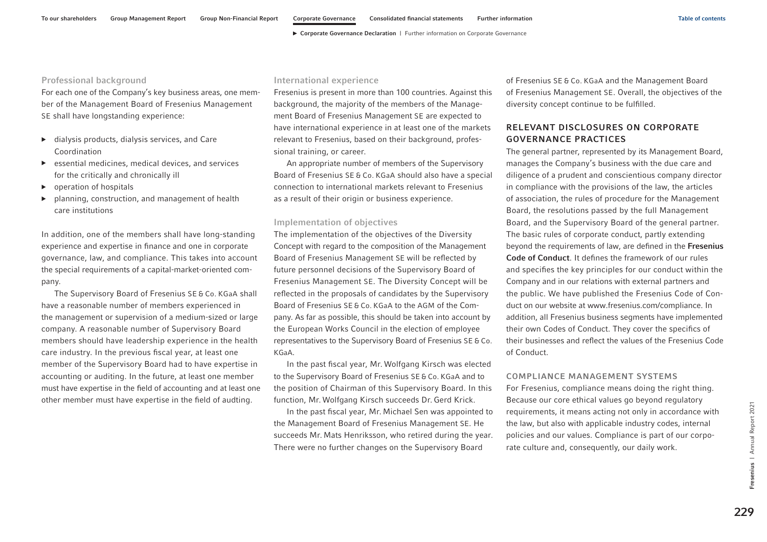### Professional background

For each one of the Company's key business areas, one member of the Management Board of Fresenius Management SE shall have longstanding experience:

- dialysis products, dialysis services, and Care Coordination
- essential medicines, medical devices, and services for the critically and chronically ill
- operation of hospitals
- planning, construction, and management of health care institutions

In addition, one of the members shall have long-standing experience and expertise in finance and one in corporate governance, law, and compliance. This takes into account the special requirements of a capital-market-oriented company.

The Supervisory Board of Fresenius SE & Co. KGaA shall have a reasonable number of members experienced in the management or supervision of a medium-sized or large company. A reasonable number of Supervisory Board members should have leadership experience in the health care industry. In the previous fiscal year, at least one member of the Supervisory Board had to have expertise in accounting or auditing. In the future, at least one member must have expertise in the field of accounting and at least one other member must have expertise in the field of audting.

### International experience

Fresenius is present in more than 100 countries. Against this background, the majority of the members of the Management Board of Fresenius Management SE are expected to have international experience in at least one of the markets relevant to Fresenius, based on their background, professional training, or career.

An appropriate number of members of the Supervisory Board of Fresenius SE & Co. KGaA should also have a special connection to international markets relevant to Fresenius as a result of their origin or business experience.

### Implementation of objectives

The implementation of the objectives of the Diversity Concept with regard to the composition of the Management Board of Fresenius Management SE will be reflected by future personnel decisions of the Supervisory Board of Fresenius Management SE. The Diversity Concept will be reflected in the proposals of candidates by the Supervisory Board of Fresenius SE & Co. KGaA to the AGM of the Company. As far as possible, this should be taken into account by the European Works Council in the election of employee representatives to the Supervisory Board of Fresenius SE & Co. KGaA.

In the past fiscal year, Mr. Wolfgang Kirsch was elected to the Supervisory Board of Fresenius SE & Co. KGaA and to the position of Chairman of this Supervisory Board. In this function, Mr. Wolfgang Kirsch succeeds Dr. Gerd Krick.

In the past fiscal year, Mr. Michael Sen was appointed to the Management Board of Fresenius Management SE. He succeeds Mr. Mats Henriksson, who retired during the year. There were no further changes on the Supervisory Board of Fresenius SE & Co. KGaA and the Management Board of Fresenius Management SE. Overall, the objectives of the diversity concept continue to be fulfilled.

## RELEVANT DISCLOSURES ON CORPORATE GOVERNANCE PRACTICES

The general partner, represented by its Management Board, manages the Company's business with the due care and diligence of a prudent and conscientious company director in compliance with the provisions of the law, the articles of association, the rules of procedure for the Management Board, the resolutions passed by the full Management Board, and the Supervisory Board of the general partner. The basic rules of corporate conduct, partly extending beyond the requirements of law, are defined in the **Fresenius Code of Conduct**. It defines the framework of our rules and specifies the key principles for our conduct within the Company and in our relations with external partners and the public. We have published the Fresenius Code of Conduct on our website at www.fresenius.com/compliance. In addition, all Fresenius business segments have implemented their own Codes of Conduct. They cover the specifics of their businesses and reflect the values of the Fresenius Code of Conduct.

### COMPLIANCE MANAGEMENT SYSTEMS

For Fresenius, compliance means doing the right thing. Because our core ethical values go beyond regulatory requirements, it means acting not only in accordance with the law, but also with applicable industry codes, internal policies and our values. Compliance is part of our corporate culture and, consequently, our daily work.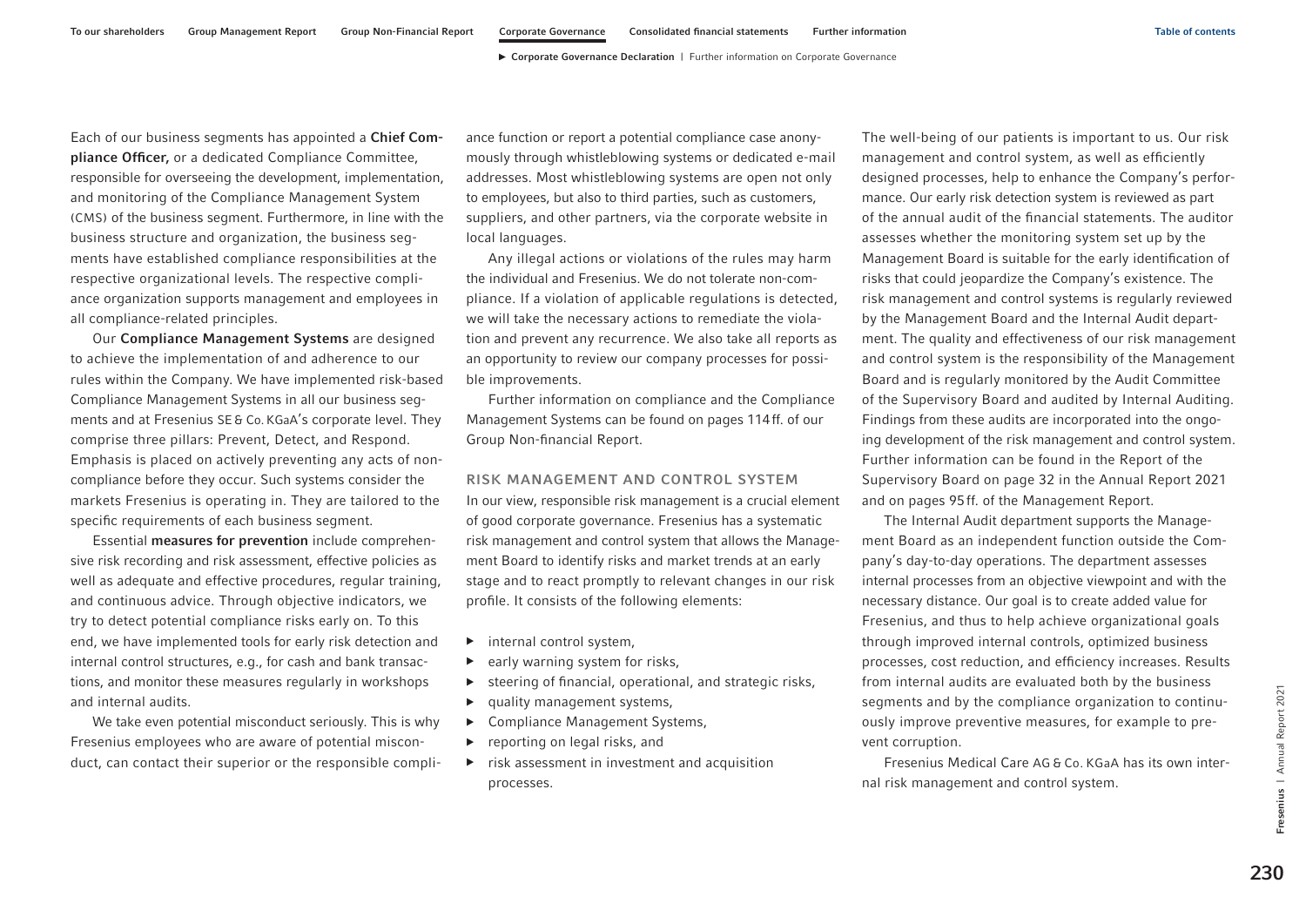Each of our business segments has appointed a **Chief Compliance Officer,** or a dedicated Compliance Committee, responsible for overseeing the development, implementation, and monitoring of the Compliance Management System (CMS) of the business segment. Furthermore, in line with the business structure and organization, the business segments have established compliance responsibilities at the respective organizational levels. The respective compliance organization supports management and employees in all compliance-related principles.

Our **Compliance Management Systems** are designed to achieve the implementation of and adherence to our rules within the Company. We have implemented risk-based Compliance Management Systems in all our business segments and at Fresenius SE & Co. KGaA's corporate level. They comprise three pillars: Prevent, Detect, and Respond. Emphasis is placed on actively preventing any acts of non-compliance before they occur. Such systems consider the markets Fresenius is operating in. They are tailored to the specific requirements of each business segment.

Essential **measures for prevention** include comprehensive risk recording and risk assessment, effective policies as well as adequate and effective procedures, regular training, and continuous advice. Through objective indicators, we try to detect potential compliance risks early on. To this end, we have implemented tools for early risk detection and internal control structures, e.g., for cash and bank transactions, and monitor these measures regularly in workshops and internal audits.

We take even potential misconduct seriously. This is why Fresenius employees who are aware of potential misconduct, can contact their superior or the responsible compliance function or report a potential compliance case anonymously through whistleblowing systems or dedicated e-mail addresses. Most whistleblowing systems are open not only to employees, but also to third parties, such as customers, suppliers, and other partners, via the corporate website in local languages.

Any illegal actions or violations of the rules may harm the individual and Fresenius. We do not tolerate non-compliance. If a violation of applicable regulations is detected, we will take the necessary actions to remediate the violation and prevent any recurrence. We also take all reports as an opportunity to review our company processes for possible improvements.

Further information on compliance and the Compliance Management Systems can be found on pages 114 ff. of our Group Non-financial Report.

## RISK MANAGEMENT AND CONTROL SYSTEM

In our view, responsible risk management is a crucial element of good corporate governance. Fresenius has a systematic risk management and control system that allows the Management Board to identify risks and market trends at an early stage and to react promptly to relevant changes in our risk profile. It consists of the following elements:

- internal control system,
- early warning system for risks,
- steering of financial, operational, and strategic risks,
- quality management systems,
- Compliance Management Systems,
- reporting on legal risks, and
- risk assessment in investment and acquisition processes.

The well-being of our patients is important to us. Our risk management and control system, as well as efficiently designed processes, help to enhance the Company's performance. Our early risk detection system is reviewed as part of the annual audit of the financial statements. The auditor assesses whether the monitoring system set up by the Management Board is suitable for the early identification of risks that could jeopardize the Company's existence. The risk management and control systems is regularly reviewed by the Management Board and the Internal Audit department. The quality and effectiveness of our risk management and control system is the responsibility of the Management Board and is regularly monitored by the Audit Committee of the Supervisory Board and audited by Internal Auditing. Findings from these audits are incorporated into the ongoing development of the risk management and control system. Further information can be found in the Report of the Supervisory Board on page 32 in the Annual Report 2021 and on pages 95 ff. of the Management Report.

The Internal Audit department supports the Management Board as an independent function outside the Company's day-to-day operations. The department assesses internal processes from an objective viewpoint and with the necessary distance. Our goal is to create added value for Fresenius, and thus to help achieve organizational goals through improved internal controls, optimized business processes, cost reduction, and efficiency increases. Results from internal audits are evaluated both by the business segments and by the compliance organization to continuously improve preventive measures, for example to prevent corruption.

Fresenius Medical Care AG & Co. KGaA has its own internal risk management and control system.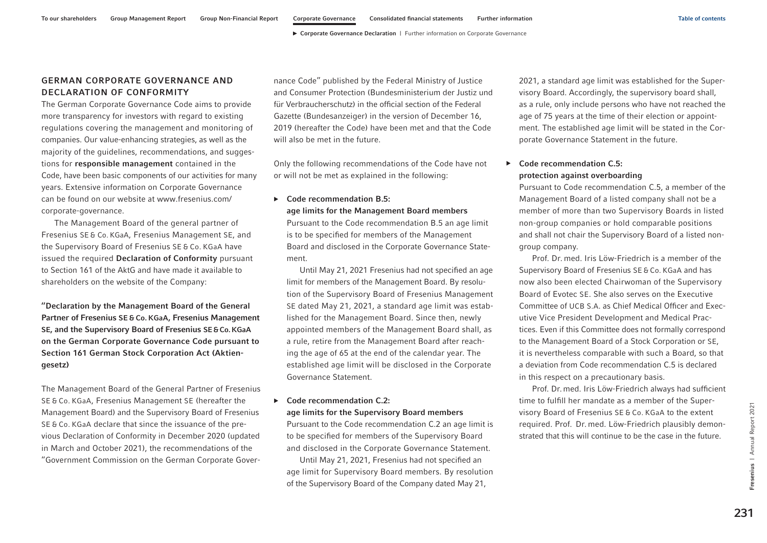## GERMAN CORPORATE GOVERNANCE AND DECLARATION OF CONFORMITY

The German Corporate Governance Code aims to provide more transparency for investors with regard to existing regulations covering the management and monitoring of companies. Our value-enhancing strategies, as well as the majority of the guidelines, recommendations, and suggestions for **responsible management** contained in the Code, have been basic components of our activities for many years. Extensive information on Corporate Governance can be found on our website at www.fresenius.com/corporate-governance.

The Management Board of the general partner of Fresenius SE & Co. KGaA, Fresenius Management SE, and the Supervisory Board of Fresenius SE & Co. KGaA have issued the required **Declaration of Conformity** pursuant to Section 161 of the AktG and have made it available to shareholders on the website of the Company:

**"Declaration by the Management Board of the General Partner of Fresenius SE & Co. KGaA, Fresenius Management SE, and the Supervisory Board of Fresenius SE & Co. KGaA on the German Corporate Governance Code pursuant to Section 161 German Stock Corporation Act (Aktiengesetz)**

The Management Board of the General Partner of Fresenius SE & Co. KGaA, Fresenius Management SE (hereafter the Management Board) and the Supervisory Board of Fresenius SE & Co. KGaA declare that since the issuance of the previous Declaration of Conformity in December 2020 (updated in March and October 2021), the recommendations of the "Government Commission on the German Corporate Governance Code" published by the Federal Ministry of Justice and Consumer Protection (Bundesministerium der Justiz und für Verbraucherschutz) in the official section of the Federal Gazette (Bundesanzeiger) in the version of December 16, 2019 (hereafter the Code) have been met and that the Code will also be met in the future.

Only the following recommendations of the Code have not or will not be met as explained in the following:

- **Code recommendation B.5: age limits for the Management Board members**

  Pursuant to the Code recommendation B.5 an age limit is to be specified for members of the Management Board and disclosed in the Corporate Governance Statement.

  Until May 21, 2021 Fresenius had not specified an age limit for members of the Management Board. By resolution of the Supervisory Board of Fresenius Management SE dated May 21, 2021, a standard age limit was established for the Management Board. Since then, newly appointed members of the Management Board shall, as a rule, retire from the Management Board after reaching the age of 65 at the end of the calendar year. The established age limit will be disclosed in the Corporate Governance Statement.

- **Code recommendation C.2: age limits for the Supervisory Board members**

  Pursuant to the Code recommendation C.2 an age limit is to be specified for members of the Supervisory Board and disclosed in the Corporate Governance Statement.

  Until May 21, 2021, Fresenius had not specified an age limit for Supervisory Board members. By resolution of the Supervisory Board of the Company dated May 21, 2021, a standard age limit was established for the Supervisory Board. Accordingly, the supervisory board shall, as a rule, only include persons who have not reached the age of 75 years at the time of their election or appointment. The established age limit will be stated in the Corporate Governance Statement in the future.

- **Code recommendation C.5: protection against overboarding**

  Pursuant to Code recommendation C.5, a member of the Management Board of a listed company shall not be a member of more than two Supervisory Boards in listed non-group companies or hold comparable positions and shall not chair the Supervisory Board of a listed non-group company.

  Prof. Dr. med. Iris Löw-Friedrich is a member of the Supervisory Board of Fresenius SE & Co. KGaA and has now also been elected Chairwoman of the Supervisory Board of Evotec SE. She also serves on the Executive Committee of UCB S.A. as Chief Medical Officer and Executive Vice President Development and Medical Practices. Even if this Committee does not formally correspond to the Management Board of a Stock Corporation or SE, it is nevertheless comparable with such a Board, so that a deviation from Code recommendation C.5 is declared in this respect on a precautionary basis.

  Prof. Dr. med. Iris Löw-Friedrich always had sufficient time to fulfill her mandate as a member of the Supervisory Board of Fresenius SE & Co. KGaA to the extent required. Prof. Dr. med. Löw-Friedrich plausibly demonstrated that this will continue to be the case in the future.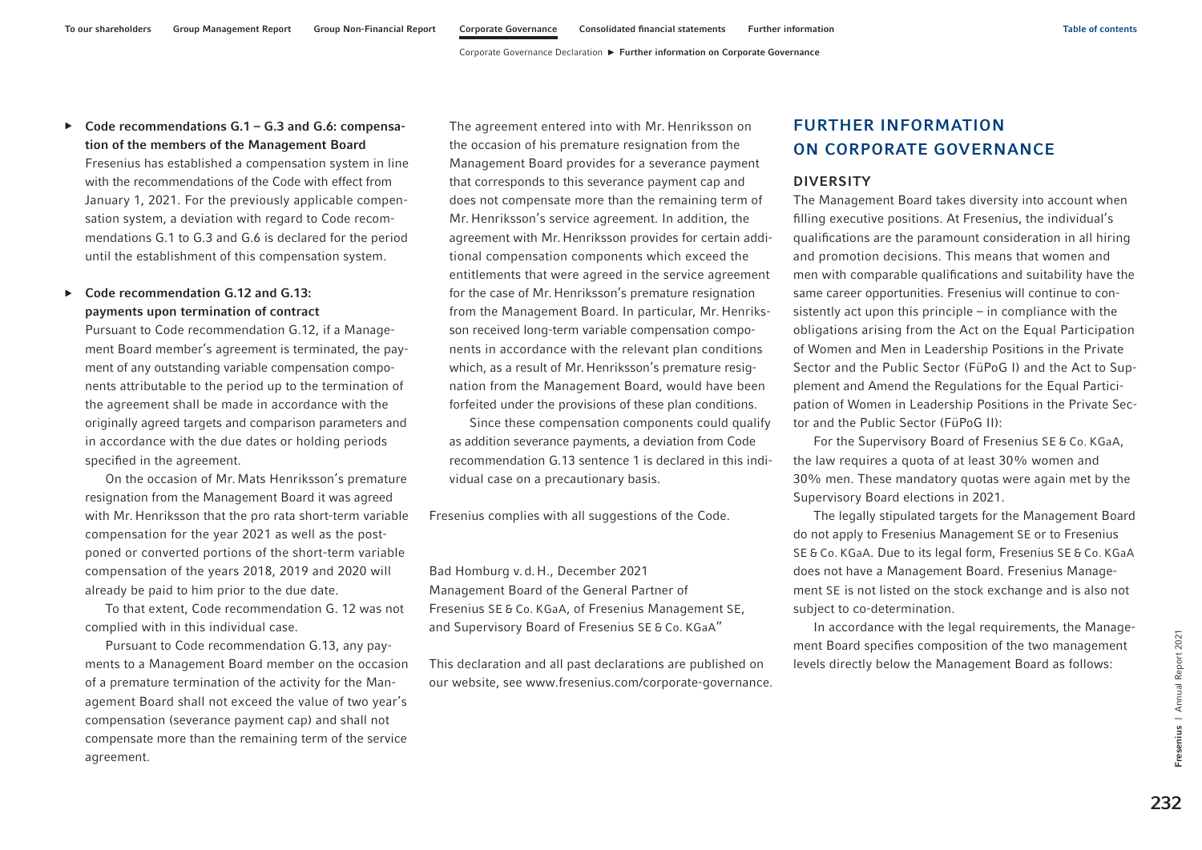- **Code recommendations G.1 – G.3 and G.6: compensation of the members of the Management Board**
  Fresenius has established a compensation system in line with the recommendations of the Code with effect from January 1, 2021. For the previously applicable compensation system, a deviation with regard to Code recommendations G.1 to G.3 and G.6 is declared for the period until the establishment of this compensation system.

- **Code recommendation G.12 and G.13: payments upon termination of contract**
  Pursuant to Code recommendation G.12, if a Management Board member's agreement is terminated, the payment of any outstanding variable compensation components attributable to the period up to the termination of the agreement shall be made in accordance with the originally agreed targets and comparison parameters and in accordance with the due dates or holding periods specified in the agreement.

  On the occasion of Mr. Mats Henriksson's premature resignation from the Management Board it was agreed with Mr. Henriksson that the pro rata short-term variable compensation for the year 2021 as well as the postponed or converted portions of the short-term variable compensation of the years 2018, 2019 and 2020 will already be paid to him prior to the due date.

  To that extent, Code recommendation G. 12 was not complied with in this individual case.

  Pursuant to Code recommendation G.13, any payments to a Management Board member on the occasion of a premature termination of the activity for the Management Board shall not exceed the value of two year's compensation (severance payment cap) and shall not compensate more than the remaining term of the service agreement.

  The agreement entered into with Mr. Henriksson on the occasion of his premature resignation from the Management Board provides for a severance payment that corresponds to this severance payment cap and does not compensate more than the remaining term of Mr. Henriksson's service agreement. In addition, the agreement with Mr. Henriksson provides for certain additional compensation components which exceed the entitlements that were agreed in the service agreement for the case of Mr. Henriksson's premature resignation from the Management Board. In particular, Mr. Henriksson received long-term variable compensation components in accordance with the relevant plan conditions which, as a result of Mr. Henriksson's premature resignation from the Management Board, would have been forfeited under the provisions of these plan conditions.

  Since these compensation components could qualify as addition severance payments, a deviation from Code recommendation G.13 sentence 1 is declared in this individual case on a precautionary basis.

Fresenius complies with all suggestions of the Code.

Bad Homburg v. d. H., December 2021
Management Board of the General Partner of Fresenius SE & Co. KGaA, of Fresenius Management SE, and Supervisory Board of Fresenius SE & Co. KGaA"

This declaration and all past declarations are published on our website, see www.fresenius.com/corporate-governance.

# FURTHER INFORMATION ON CORPORATE GOVERNANCE

## DIVERSITY

The Management Board takes diversity into account when filling executive positions. At Fresenius, the individual's qualifications are the paramount consideration in all hiring and promotion decisions. This means that women and men with comparable qualifications and suitability have the same career opportunities. Fresenius will continue to consistently act upon this principle – in compliance with the obligations arising from the Act on the Equal Participation of Women and Men in Leadership Positions in the Private Sector and the Public Sector (FüPoG I) and the Act to Supplement and Amend the Regulations for the Equal Participation of Women in Leadership Positions in the Private Sector and the Public Sector (FüPoG II):

For the Supervisory Board of Fresenius SE & Co. KGaA, the law requires a quota of at least 30% women and 30% men. These mandatory quotas were again met by the Supervisory Board elections in 2021.

The legally stipulated targets for the Management Board do not apply to Fresenius Management SE or to Fresenius SE & Co. KGaA. Due to its legal form, Fresenius SE & Co. KGaA does not have a Management Board. Fresenius Management SE is not listed on the stock exchange and is also not subject to co-determination.

In accordance with the legal requirements, the Management Board specifies composition of the two management levels directly below the Management Board as follows: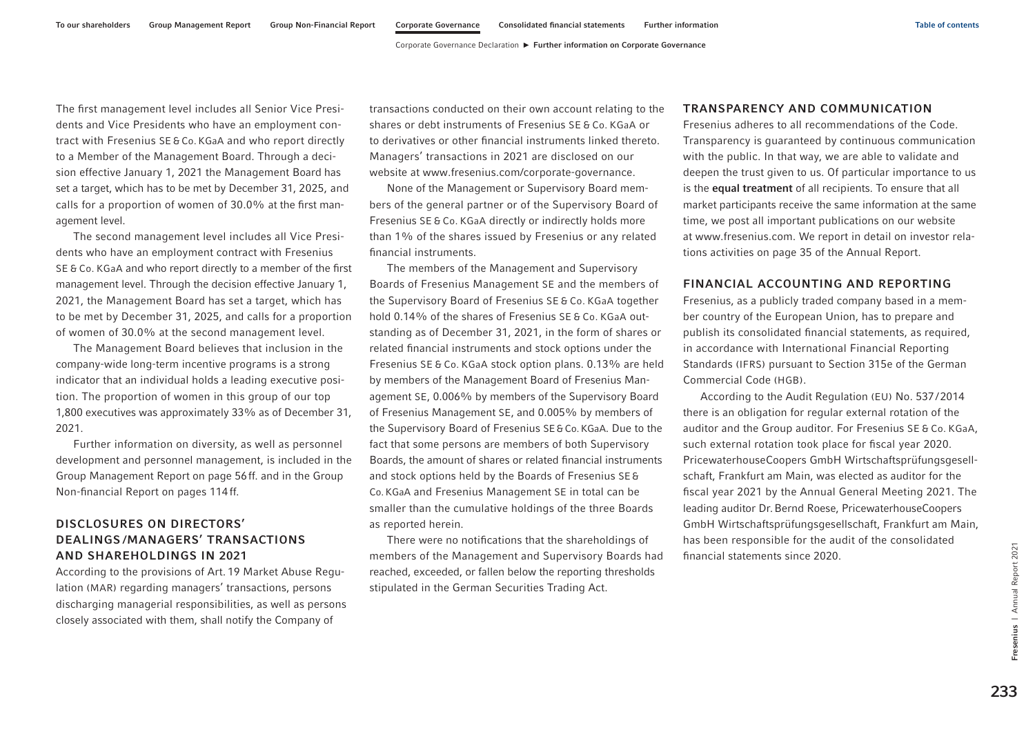The first management level includes all Senior Vice Presidents and Vice Presidents who have an employment contract with Fresenius SE & Co. KGaA and who report directly to a Member of the Management Board. Through a decision effective January 1, 2021 the Management Board has set a target, which has to be met by December 31, 2025, and calls for a proportion of women of 30.0% at the first management level.

The second management level includes all Vice Presidents who have an employment contract with Fresenius SE & Co. KGaA and who report directly to a member of the first management level. Through the decision effective January 1, 2021, the Management Board has set a target, which has to be met by December 31, 2025, and calls for a proportion of women of 30.0% at the second management level.

The Management Board believes that inclusion in the company-wide long-term incentive programs is a strong indicator that an individual holds a leading executive position. The proportion of women in this group of our top 1,800 executives was approximately 33% as of December 31, 2021.

Further information on diversity, as well as personnel development and personnel management, is included in the Group Management Report on page 56 ff. and in the Group Non-financial Report on pages 114 ff.

## DISCLOSURES ON DIRECTORS' DEALINGS/MANAGERS' TRANSACTIONS AND SHAREHOLDINGS IN 2021

According to the provisions of Art. 19 Market Abuse Regulation (MAR) regarding managers' transactions, persons discharging managerial responsibilities, as well as persons closely associated with them, shall notify the Company of transactions conducted on their own account relating to the shares or debt instruments of Fresenius SE & Co. KGaA or to derivatives or other financial instruments linked thereto. Managers' transactions in 2021 are disclosed on our website at www.fresenius.com/corporate-governance.

None of the Management or Supervisory Board members of the general partner or of the Supervisory Board of Fresenius SE & Co. KGaA directly or indirectly holds more than 1% of the shares issued by Fresenius or any related financial instruments.

The members of the Management and Supervisory Boards of Fresenius Management SE and the members of the Supervisory Board of Fresenius SE & Co. KGaA together hold 0.14% of the shares of Fresenius SE & Co. KGaA outstanding as of December 31, 2021, in the form of shares or related financial instruments and stock options under the Fresenius SE & Co. KGaA stock option plans. 0.13% are held by members of the Management Board of Fresenius Management SE, 0.006% by members of the Supervisory Board of Fresenius Management SE, and 0.005% by members of the Supervisory Board of Fresenius SE & Co. KGaA. Due to the fact that some persons are members of both Supervisory Boards, the amount of shares or related financial instruments and stock options held by the Boards of Fresenius SE & Co. KGaA and Fresenius Management SE in total can be smaller than the cumulative holdings of the three Boards as reported herein.

There were no notifications that the shareholdings of members of the Management and Supervisory Boards had reached, exceeded, or fallen below the reporting thresholds stipulated in the German Securities Trading Act.

## TRANSPARENCY AND COMMUNICATION

Fresenius adheres to all recommendations of the Code. Transparency is guaranteed by continuous communication with the public. In that way, we are able to validate and deepen the trust given to us. Of particular importance to us is the **equal treatment** of all recipients. To ensure that all market participants receive the same information at the same time, we post all important publications on our website at www.fresenius.com. We report in detail on investor relations activities on page 35 of the Annual Report.

## FINANCIAL ACCOUNTING AND REPORTING

Fresenius, as a publicly traded company based in a member country of the European Union, has to prepare and publish its consolidated financial statements, as required, in accordance with International Financial Reporting Standards (IFRS) pursuant to Section 315e of the German Commercial Code (HGB).

According to the Audit Regulation (EU) No. 537/2014 there is an obligation for regular external rotation of the auditor and the Group auditor. For Fresenius SE & Co. KGaA, such external rotation took place for fiscal year 2020. PricewaterhouseCoopers GmbH Wirtschaftsprüfungsgesellschaft, Frankfurt am Main, was elected as auditor for the fiscal year 2021 by the Annual General Meeting 2021. The leading auditor Dr. Bernd Roese, PricewaterhouseCoopers GmbH Wirtschaftsprüfungsgesellschaft, Frankfurt am Main, has been responsible for the audit of the consolidated financial statements since 2020.